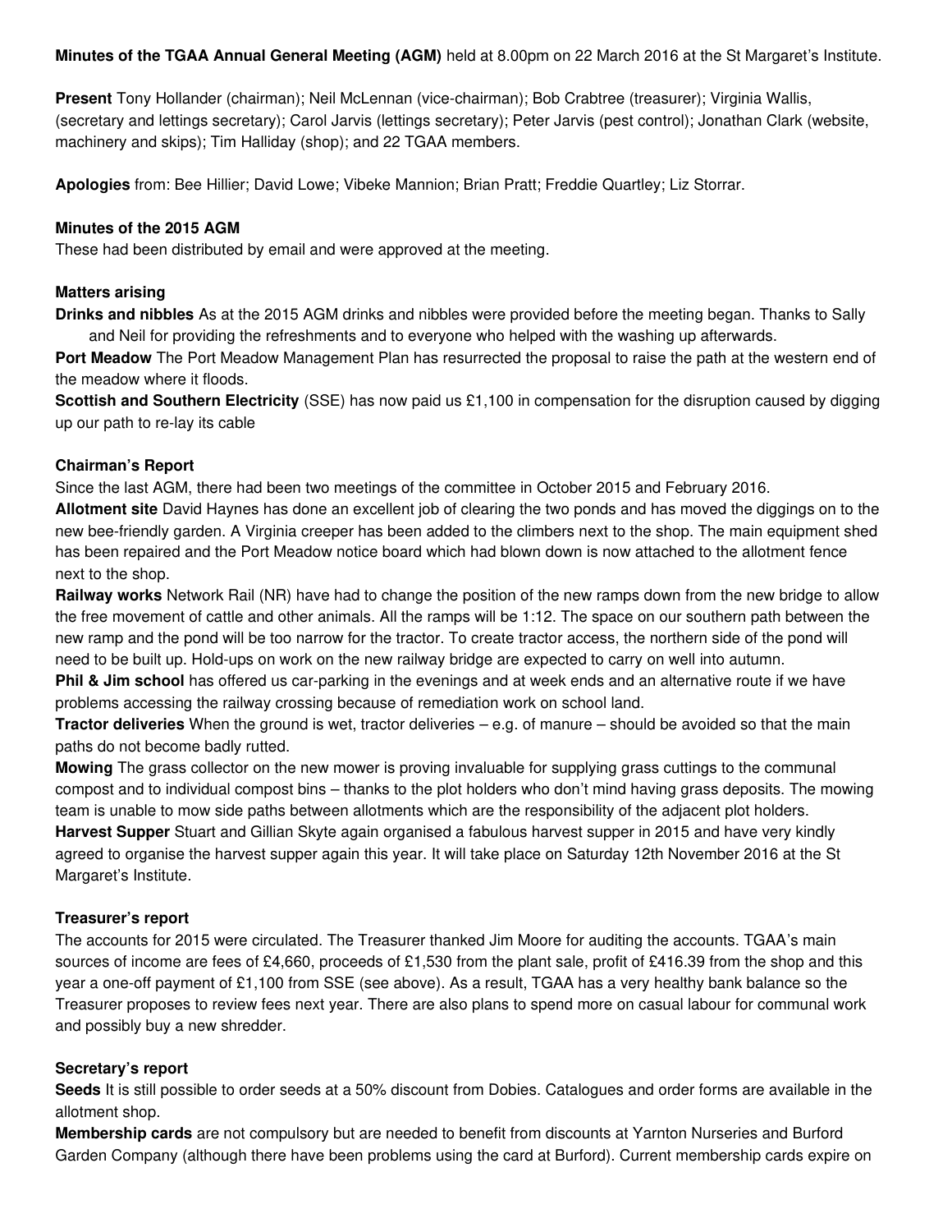**Minutes of the TGAA Annual General Meeting (AGM)** held at 8.00pm on 22 March 2016 at the St Margaret's Institute.

**Present** Tony Hollander (chairman); Neil McLennan (vice-chairman); Bob Crabtree (treasurer); Virginia Wallis, (secretary and lettings secretary); Carol Jarvis (lettings secretary); Peter Jarvis (pest control); Jonathan Clark (website, machinery and skips); Tim Halliday (shop); and 22 TGAA members.

**Apologies** from: Bee Hillier; David Lowe; Vibeke Mannion; Brian Pratt; Freddie Quartley; Liz Storrar.

### Minutes of the 2015 AGM

These had been distributed by email and were approved at the meeting.

### Matters arising

**Drinks and nibbles** As at the 2015 AGM drinks and nibbles were provided before the meeting began. Thanks to Sally and Neil for providing the refreshments and to everyone who helped with the washing up afterwards.

**Port Meadow** The Port Meadow Management Plan has resurrected the proposal to raise the path at the western end of the meadow where it floods.

**Scottish and Southern Electricity** (SSE) has now paid us £1,100 in compensation for the disruption caused by digging up our path to re-lay its cable

### Chairman's Report

Since the last AGM, there had been two meetings of the committee in October 2015 and February 2016.

**Allotment site** David Haynes has done an excellent job of clearing the two ponds and has moved the diggings on to the new bee-friendly garden. A Virginia creeper has been added to the climbers next to the shop. The main equipment shed has been repaired and the Port Meadow notice board which had blown down is now attached to the allotment fence next to the shop.

**Railway works** Network Rail (NR) have had to change the position of the new ramps down from the new bridge to allow the free movement of cattle and other animals. All the ramps will be 1:12. The space on our southern path between the new ramp and the pond will be too narrow for the tractor. To create tractor access, the northern side of the pond will need to be built up. Hold-ups on work on the new railway bridge are expected to carry on well into autumn.

**Phil & Jim school** has offered us car-parking in the evenings and at week ends and an alternative route if we have problems accessing the railway crossing because of remediation work on school land.

**Tractor deliveries** When the ground is wet, tractor deliveries – e.g. of manure – should be avoided so that the main paths do not become badly rutted.

**Mowing** The grass collector on the new mower is proving invaluable for supplying grass cuttings to the communal compost and to individual compost bins – thanks to the plot holders who don't mind having grass deposits. The mowing team is unable to mow side paths between allotments which are the responsibility of the adjacent plot holders.

**Harvest Supper** Stuart and Gillian Skyte again organised a fabulous harvest supper in 2015 and have very kindly agreed to organise the harvest supper again this year. It will take place on Saturday 12th November 2016 at the St Margaret's Institute.

### Treasurer's report

The accounts for 2015 were circulated. The Treasurer thanked Jim Moore for auditing the accounts. TGAA's main sources of income are fees of £4,660, proceeds of £1,530 from the plant sale, profit of £416.39 from the shop and this year a one-off payment of £1,100 from SSE (see above). As a result, TGAA has a very healthy bank balance so the Treasurer proposes to review fees next year. There are also plans to spend more on casual labour for communal work and possibly buy a new shredder.

### Secretary's report

**Seeds** It is still possible to order seeds at a 50% discount from Dobies. Catalogues and order forms are available in the allotment shop.

**Membership cards** are not compulsory but are needed to benefit from discounts at Yarnton Nurseries and Burford Garden Company (although there have been problems using the card at Burford). Current membership cards expire on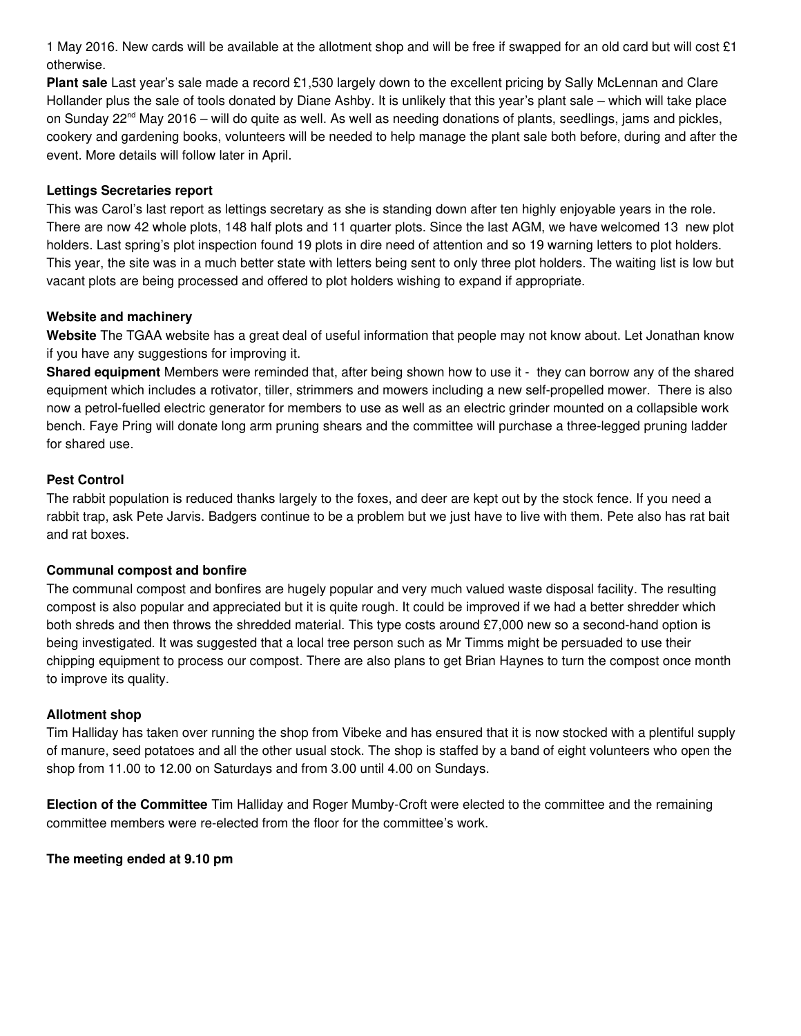1 May 2016. New cards will be available at the allotment shop and will be free if swapped for an old card but will cost £1 otherwise.

**Plant sale** Last year's sale made a record £1,530 largely down to the excellent pricing by Sally McLennan and Clare Hollander plus the sale of tools donated by Diane Ashby. It is unlikely that this year's plant sale – which will take place on Sunday 22nd May 2016 – will do quite as well. As well as needing donations of plants, seedlings, jams and pickles, cookery and gardening books, volunteers will be needed to help manage the plant sale both before, during and after the event. More details will follow later in April.

**Lettings Secretaries report**

This was Carol's last report as lettings secretary as she is standing down after ten highly enjoyable years in the role. There are now 42 whole plots, 148 half plots and 11 quarter plots. Since the last AGM, we have welcomed 13 new plot holders. Last spring's plot inspection found 19 plots in dire need of attention and so 19 warning letters to plot holders. This year, the site was in a much better state with letters being sent to only three plot holders. The waiting list is low but vacant plots are being processed and offered to plot holders wishing to expand if appropriate.

**Website and machinery**

**Website** The TGAA website has a great deal of useful information that people may not know about. Let Jonathan know if you have any suggestions for improving it.

**Shared equipment** Members were reminded that, after being shown how to use it - they can borrow any of the shared equipment which includes a rotivator, tiller, strimmers and mowers including a new self-propelled mower. There is also now a petrol-fuelled electric generator for members to use as well as an electric grinder mounted on a collapsible work bench. Faye Pring will donate long arm pruning shears and the committee will purchase a three-legged pruning ladder for shared use.

**Pest Control**

The rabbit population is reduced thanks largely to the foxes, and deer are kept out by the stock fence. If you need a rabbit trap, ask Pete Jarvis. Badgers continue to be a problem but we just have to live with them. Pete also has rat bait and rat boxes.

**Communal compost and bonfire**

The communal compost and bonfires are hugely popular and very much valued waste disposal facility. The resulting compost is also popular and appreciated but it is quite rough. It could be improved if we had a better shredder which both shreds and then throws the shredded material. This type costs around £7,000 new so a second-hand option is being investigated. It was suggested that a local tree person such as Mr Timms might be persuaded to use their chipping equipment to process our compost. There are also plans to get Brian Haynes to turn the compost once month to improve its quality.

**Allotment shop**

Tim Halliday has taken over running the shop from Vibeke and has ensured that it is now stocked with a plentiful supply of manure, seed potatoes and all the other usual stock. The shop is staffed by a band of eight volunteers who open the shop from 11.00 to 12.00 on Saturdays and from 3.00 until 4.00 on Sundays.

**Election of the Committee** Tim Halliday and Roger Mumby-Croft were elected to the committee and the remaining committee members were re-elected from the floor for the committee's work.

**The meeting ended at 9.10 pm**